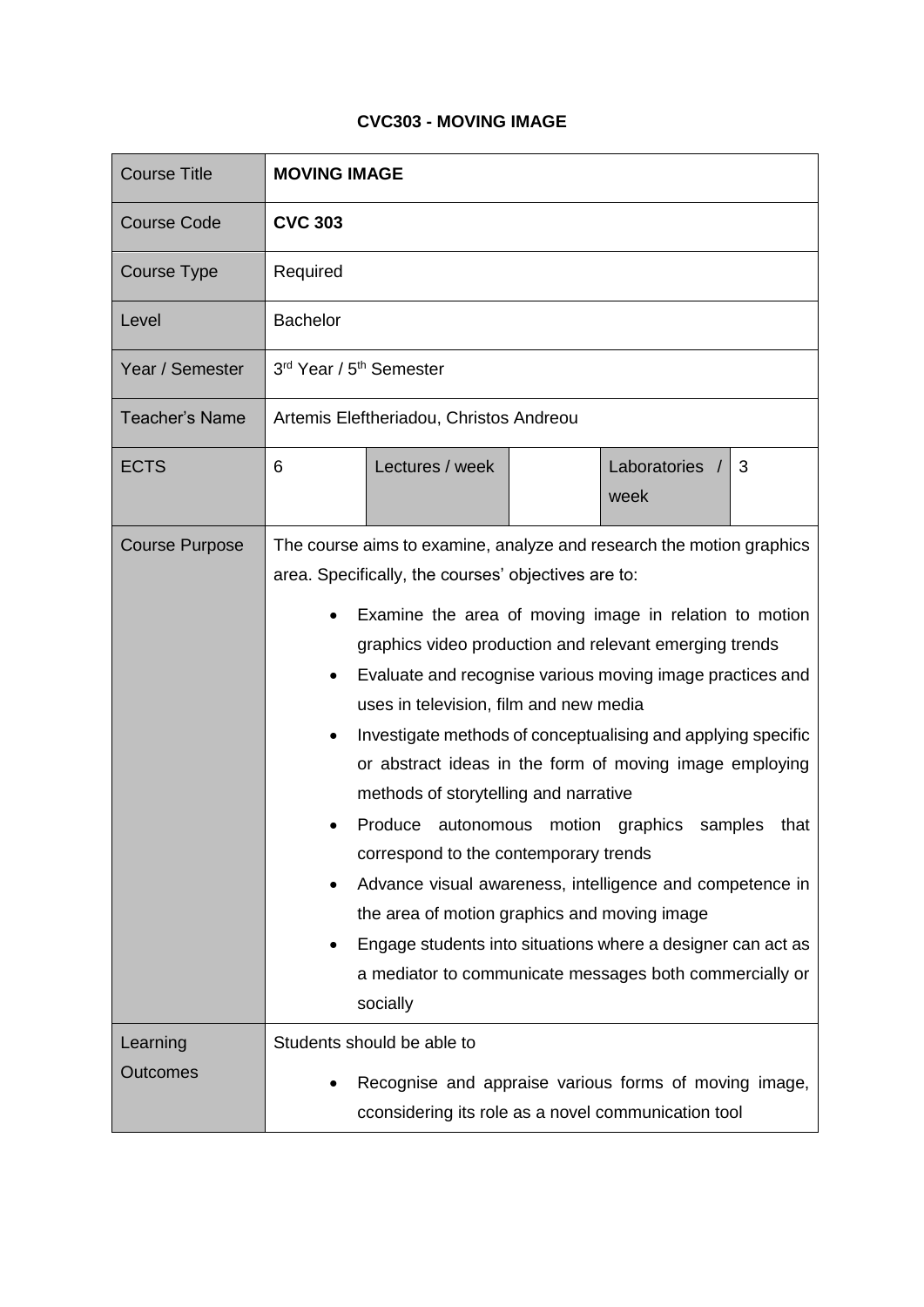# CVC303 - MOVING IMAGE

| Course Title | **MOVING IMAGE** | | | | |
|---|---|---|---|---|---|
| Course Code | **CVC 303** | | | | |
| Course Type | Required | | | | |
| Level | Bachelor | | | | |
| Year / Semester | 3rd Year / 5th Semester | | | | |
| Teacher's Name | Artemis Eleftheriadou, Christos Andreou | | | | |
| ECTS | 6 | Lectures / week | | Laboratories / week | 3 |
| Course Purpose | The course aims to examine, analyze and research the motion graphics area. Specifically, the courses' objectives are to:<br>• Examine the area of moving image in relation to motion graphics video production and relevant emerging trends<br>• Evaluate and recognise various moving image practices and uses in television, film and new media<br>• Investigate methods of conceptualising and applying specific or abstract ideas in the form of moving image employing methods of storytelling and narrative<br>• Produce autonomous motion graphics samples that correspond to the contemporary trends<br>• Advance visual awareness, intelligence and competence in the area of motion graphics and moving image<br>• Engage students into situations where a designer can act as a mediator to communicate messages both commercially or socially | | | | |
| Learning Outcomes | Students should be able to<br>• Recognise and appraise various forms of moving image, cconsidering its role as a novel communication tool | | | | |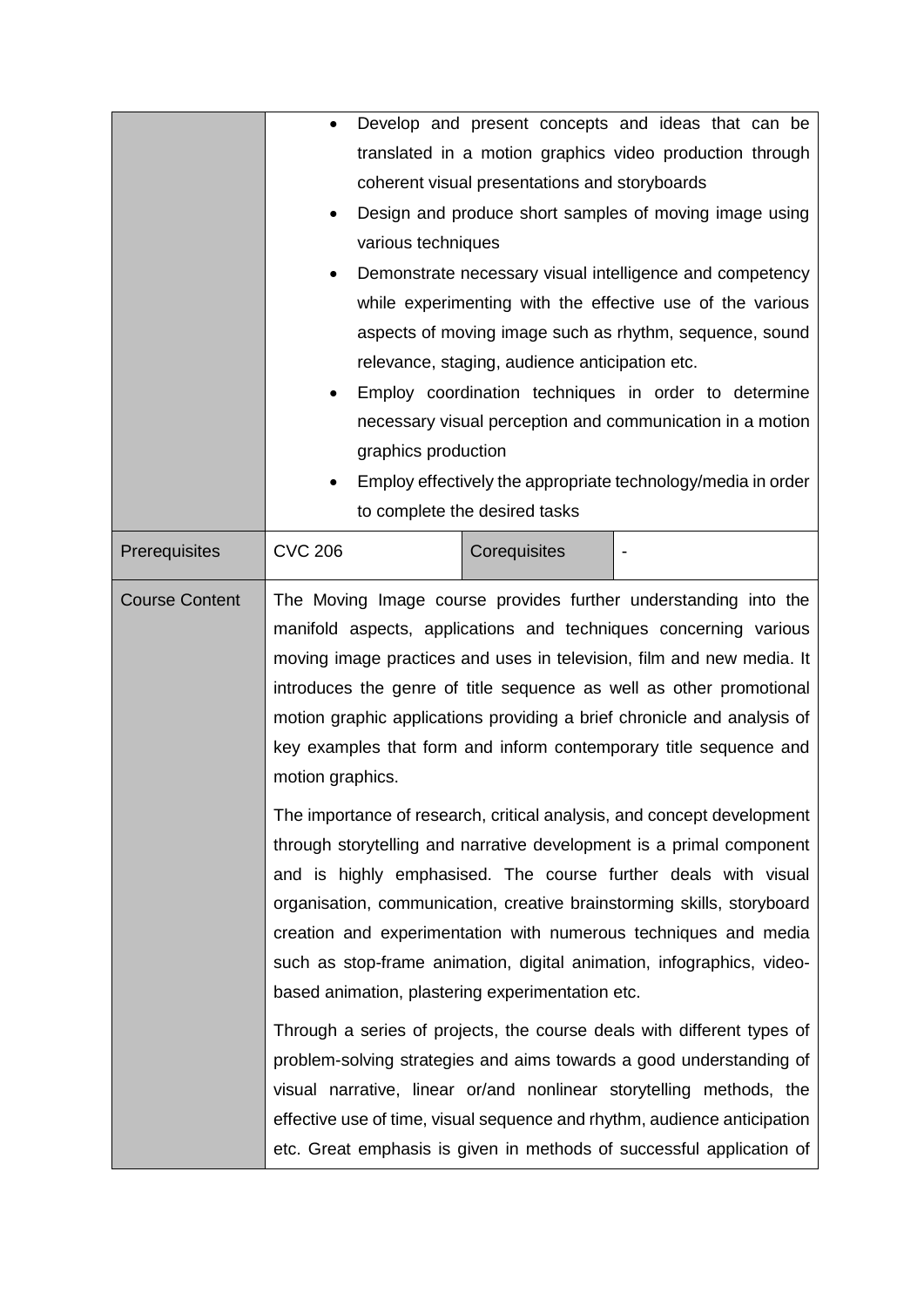| | | | |
|---|---|---|---|
| | • Develop and present concepts and ideas that can be translated in a motion graphics video production through coherent visual presentations and storyboards<br>• Design and produce short samples of moving image using various techniques<br>• Demonstrate necessary visual intelligence and competency while experimenting with the effective use of the various aspects of moving image such as rhythm, sequence, sound relevance, staging, audience anticipation etc.<br>• Employ coordination techniques in order to determine necessary visual perception and communication in a motion graphics production<br>• Employ effectively the appropriate technology/media in order to complete the desired tasks | | |
| Prerequisites | CVC 206 | Corequisites | - |
| Course Content | The Moving Image course provides further understanding into the manifold aspects, applications and techniques concerning various moving image practices and uses in television, film and new media. It introduces the genre of title sequence as well as other promotional motion graphic applications providing a brief chronicle and analysis of key examples that form and inform contemporary title sequence and motion graphics.<br><br>The importance of research, critical analysis, and concept development through storytelling and narrative development is a primal component and is highly emphasised. The course further deals with visual organisation, communication, creative brainstorming skills, storyboard creation and experimentation with numerous techniques and media such as stop-frame animation, digital animation, infographics, video-based animation, plastering experimentation etc.<br><br>Through a series of projects, the course deals with different types of problem-solving strategies and aims towards a good understanding of visual narrative, linear or/and nonlinear storytelling methods, the effective use of time, visual sequence and rhythm, audience anticipation etc. Great emphasis is given in methods of successful application of | | |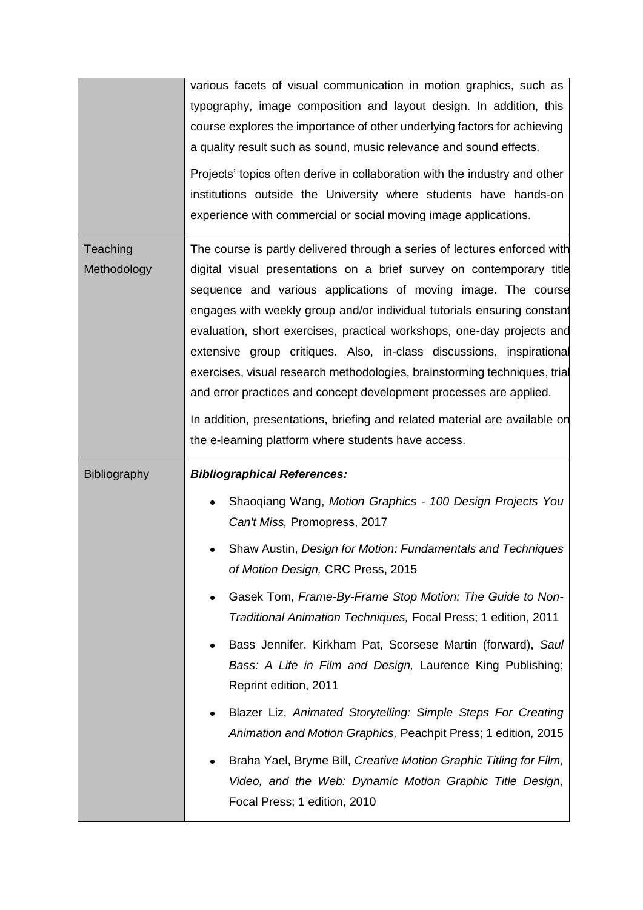| | |
|---|---|
| | various facets of visual communication in motion graphics, such as typography, image composition and layout design. In addition, this course explores the importance of other underlying factors for achieving a quality result such as sound, music relevance and sound effects.<br><br>Projects' topics often derive in collaboration with the industry and other institutions outside the University where students have hands-on experience with commercial or social moving image applications. |
| Teaching Methodology | The course is partly delivered through a series of lectures enforced with digital visual presentations on a brief survey on contemporary title sequence and various applications of moving image. The course engages with weekly group and/or individual tutorials ensuring constant evaluation, short exercises, practical workshops, one-day projects and extensive group critiques. Also, in-class discussions, inspirational exercises, visual research methodologies, brainstorming techniques, trial and error practices and concept development processes are applied.<br><br>In addition, presentations, briefing and related material are available on the e-learning platform where students have access. |
| Bibliography | ***Bibliographical References:***<br><br>• Shaoqiang Wang, *Motion Graphics - 100 Design Projects You Can't Miss,* Promopress, 2017<br>• Shaw Austin, *Design for Motion: Fundamentals and Techniques of Motion Design,* CRC Press, 2015<br>• Gasek Tom, *Frame-By-Frame Stop Motion: The Guide to Non-Traditional Animation Techniques,* Focal Press; 1 edition, 2011<br>• Bass Jennifer, Kirkham Pat, Scorsese Martin (forward), *Saul Bass: A Life in Film and Design,* Laurence King Publishing; Reprint edition, 2011<br>• Blazer Liz, *Animated Storytelling: Simple Steps For Creating Animation and Motion Graphics,* Peachpit Press; 1 edition, 2015<br>• Braha Yael, Bryme Bill, *Creative Motion Graphic Titling for Film, Video, and the Web: Dynamic Motion Graphic Title Design*, Focal Press; 1 edition, 2010 |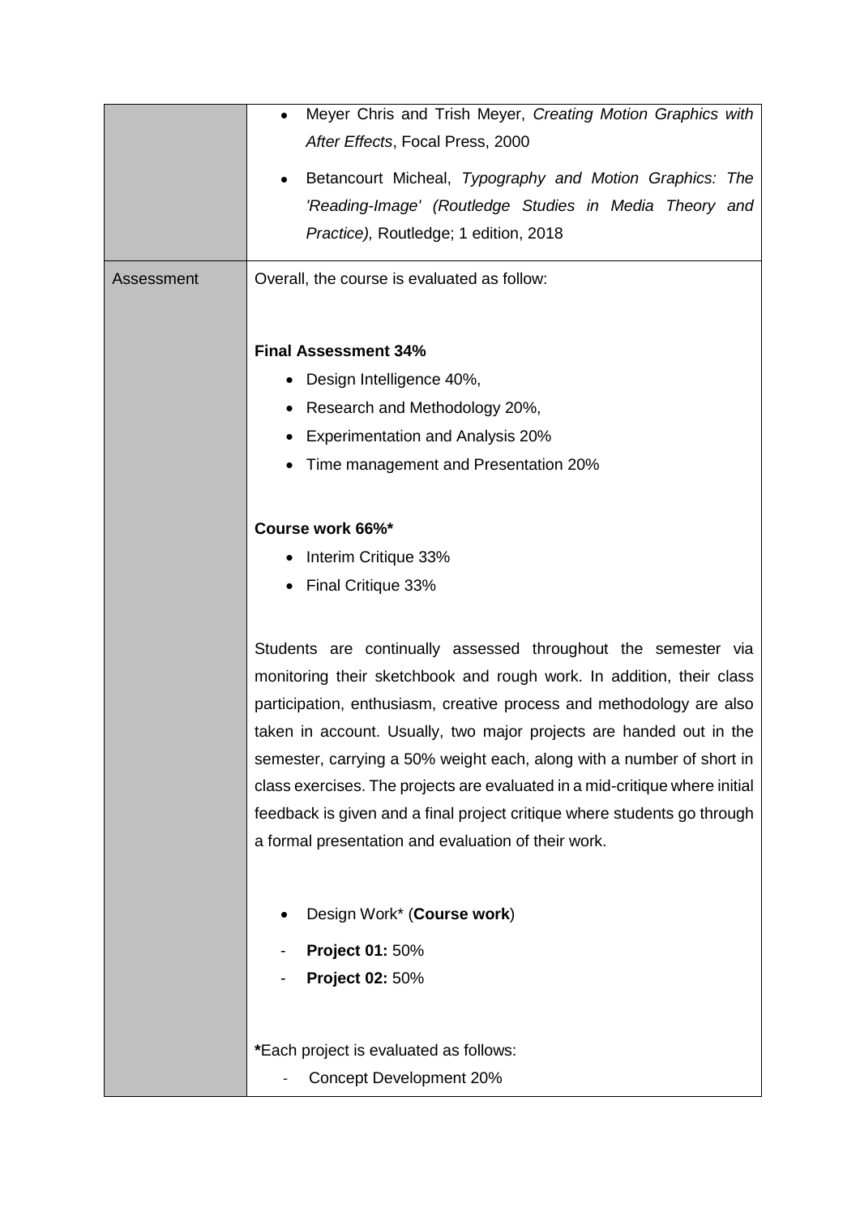| | |
|---|---|
| | • Meyer Chris and Trish Meyer, *Creating Motion Graphics with After Effects*, Focal Press, 2000<br>• Betancourt Micheal, *Typography and Motion Graphics: The 'Reading-Image' (Routledge Studies in Media Theory and Practice),* Routledge; 1 edition, 2018 |
| Assessment | Overall, the course is evaluated as follow:<br><br>**Final Assessment 34%**<br>• Design Intelligence 40%,<br>• Research and Methodology 20%,<br>• Experimentation and Analysis 20%<br>• Time management and Presentation 20%<br><br>**Course work 66%***<br>• Interim Critique 33%<br>• Final Critique 33%<br><br>Students are continually assessed throughout the semester via monitoring their sketchbook and rough work. In addition, their class participation, enthusiasm, creative process and methodology are also taken in account. Usually, two major projects are handed out in the semester, carrying a 50% weight each, along with a number of short in class exercises. The projects are evaluated in a mid-critique where initial feedback is given and a final project critique where students go through a formal presentation and evaluation of their work.<br><br>• Design Work* (**Course work**)<br>- **Project 01:** 50%<br>- **Project 02:** 50%<br><br>***Each project is evaluated as follows:<br>- Concept Development 20% |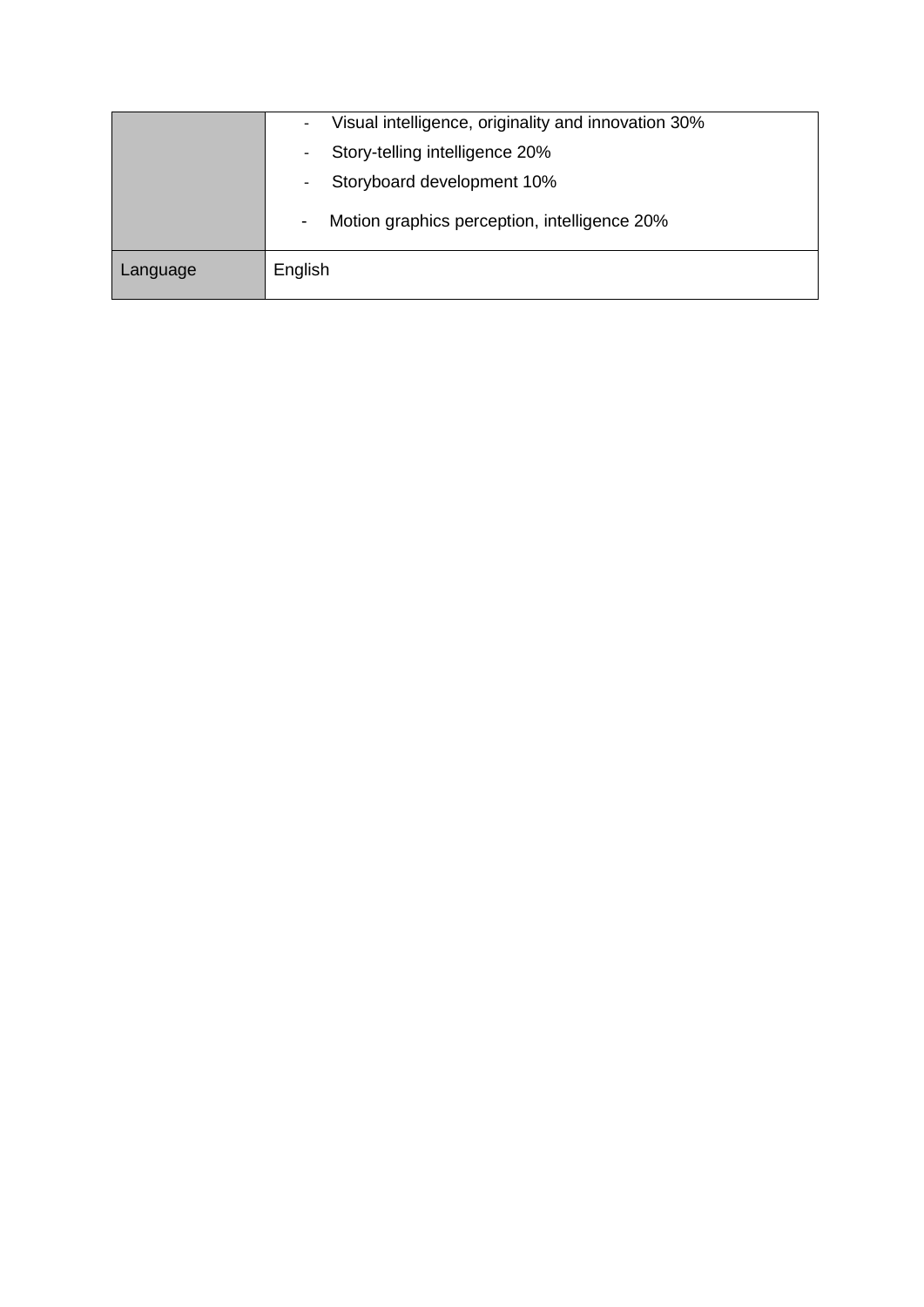| | |
|---|---|
| | - Visual intelligence, originality and innovation 30%<br>- Story-telling intelligence 20%<br>- Storyboard development 10%<br>- Motion graphics perception, intelligence 20% |
| Language | English |